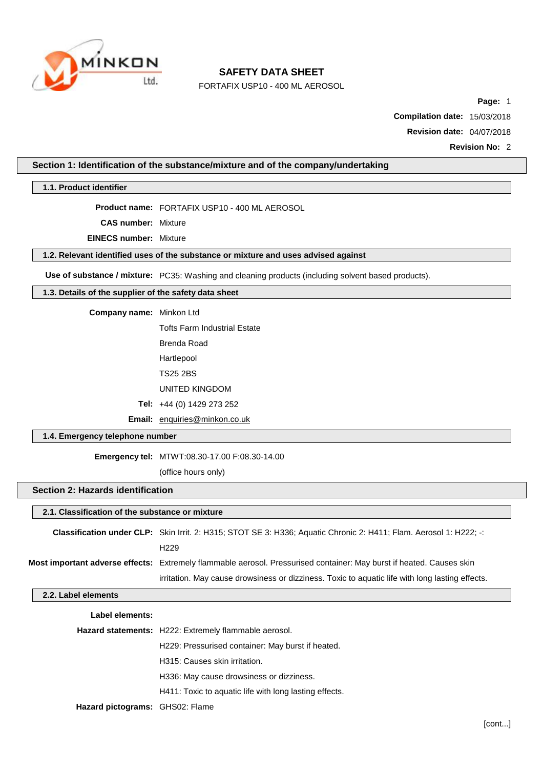MINKON Ltd.

# SAFETY DATA SHEET

FORTAFIX USP10 - 400 ML AEROSOL

**Page:** 1

**Compilation date:** 15/03/2018

**Revision date:** 04/07/2018

**Revision No:** 2

## Section 1: Identification of the substance/mixture and of the company/undertaking

### 1.1. Product identifier

**Product name:** FORTAFIX USP10 - 400 ML AEROSOL

**CAS number:** Mixture

**EINECS number:** Mixture

### 1.2. Relevant identified uses of the substance or mixture and uses advised against

**Use of substance / mixture:** PC35: Washing and cleaning products (including solvent based products).

### 1.3. Details of the supplier of the safety data sheet

**Company name:** Minkon Ltd

Tofts Farm Industrial Estate

Brenda Road

Hartlepool

TS25 2BS

UNITED KINGDOM

**Tel:** +44 (0) 1429 273 252

**Email:** enquiries@minkon.co.uk

### 1.4. Emergency telephone number

**Emergency tel:** MTWT:08.30-17.00 F:08.30-14.00

(office hours only)

## Section 2: Hazards identification

### 2.1. Classification of the substance or mixture

**Classification under CLP:** Skin Irrit. 2: H315; STOT SE 3: H336; Aquatic Chronic 2: H411; Flam. Aerosol 1: H222; -: H229

**Most important adverse effects:** Extremely flammable aerosol. Pressurised container: May burst if heated. Causes skin irritation. May cause drowsiness or dizziness. Toxic to aquatic life with long lasting effects.

### 2.2. Label elements

**Label elements:**

**Hazard statements:** H222: Extremely flammable aerosol.

H229: Pressurised container: May burst if heated.

H315: Causes skin irritation.

H336: May cause drowsiness or dizziness.

H411: Toxic to aquatic life with long lasting effects.

**Hazard pictograms:** GHS02: Flame

[cont...]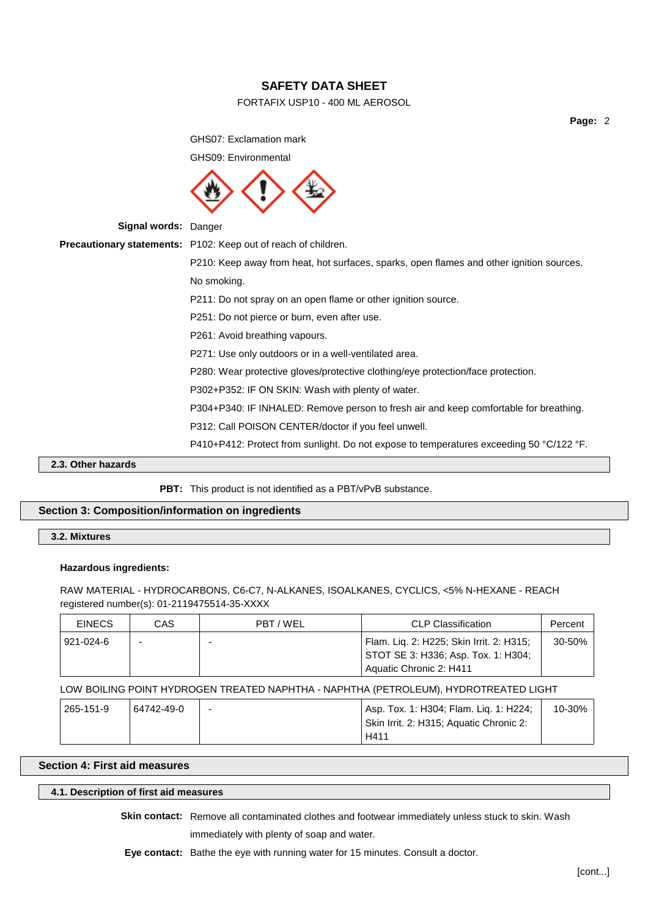GHS07: Exclamation mark

GHS09: Environmental

**Signal words:** Danger

**Precautionary statements:** P102: Keep out of reach of children.

P210: Keep away from heat, hot surfaces, sparks, open flames and other ignition sources. No smoking.

P211: Do not spray on an open flame or other ignition source.

P251: Do not pierce or burn, even after use.

P261: Avoid breathing vapours.

P271: Use only outdoors or in a well-ventilated area.

P280: Wear protective gloves/protective clothing/eye protection/face protection.

P302+P352: IF ON SKIN: Wash with plenty of water.

P304+P340: IF INHALED: Remove person to fresh air and keep comfortable for breathing.

P312: Call POISON CENTER/doctor if you feel unwell.

P410+P412: Protect from sunlight. Do not expose to temperatures exceeding 50 °C/122 °F.

### 2.3. Other hazards

**PBT:** This product is not identified as a PBT/vPvB substance.

## Section 3: Composition/information on ingredients

### 3.2. Mixtures

**Hazardous ingredients:**

RAW MATERIAL - HYDROCARBONS, C6-C7, N-ALKANES, ISOALKANES, CYCLICS, <5% N-HEXANE - REACH registered number(s): 01-2119475514-35-XXXX

| EINECS | CAS | PBT / WEL | CLP Classification | Percent |
|---|---|---|---|---|
| 921-024-6 | - | - | Flam. Liq. 2: H225; Skin Irrit. 2: H315; STOT SE 3: H336; Asp. Tox. 1: H304; Aquatic Chronic 2: H411 | 30-50% |

LOW BOILING POINT HYDROGEN TREATED NAPHTHA - NAPHTHA (PETROLEUM), HYDROTREATED LIGHT

| EINECS | CAS | PBT / WEL | CLP Classification | Percent |
|---|---|---|---|---|
| 265-151-9 | 64742-49-0 | - | Asp. Tox. 1: H304; Flam. Liq. 1: H224; Skin Irrit. 2: H315; Aquatic Chronic 2: H411 | 10-30% |

## Section 4: First aid measures

### 4.1. Description of first aid measures

**Skin contact:** Remove all contaminated clothes and footwear immediately unless stuck to skin. Wash immediately with plenty of soap and water.

**Eye contact:** Bathe the eye with running water for 15 minutes. Consult a doctor.

[cont...]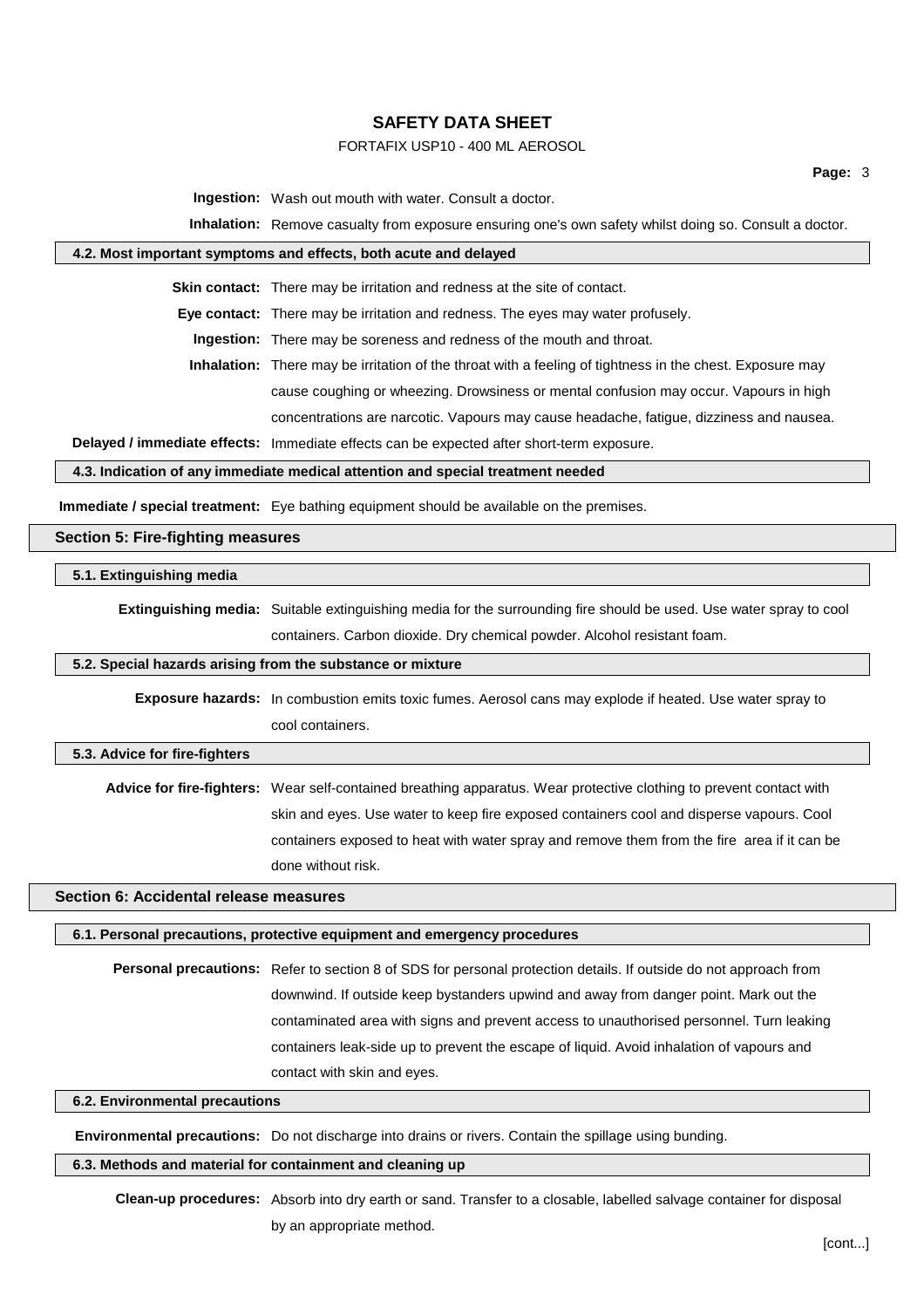**Ingestion:** Wash out mouth with water. Consult a doctor.

**Inhalation:** Remove casualty from exposure ensuring one's own safety whilst doing so. Consult a doctor.

### 4.2. Most important symptoms and effects, both acute and delayed

**Skin contact:** There may be irritation and redness at the site of contact.

**Eye contact:** There may be irritation and redness. The eyes may water profusely.

**Ingestion:** There may be soreness and redness of the mouth and throat.

**Inhalation:** There may be irritation of the throat with a feeling of tightness in the chest. Exposure may cause coughing or wheezing. Drowsiness or mental confusion may occur. Vapours in high concentrations are narcotic. Vapours may cause headache, fatigue, dizziness and nausea.

**Delayed / immediate effects:** Immediate effects can be expected after short-term exposure.

### 4.3. Indication of any immediate medical attention and special treatment needed

**Immediate / special treatment:** Eye bathing equipment should be available on the premises.

## Section 5: Fire-fighting measures

### 5.1. Extinguishing media

**Extinguishing media:** Suitable extinguishing media for the surrounding fire should be used. Use water spray to cool containers. Carbon dioxide. Dry chemical powder. Alcohol resistant foam.

### 5.2. Special hazards arising from the substance or mixture

**Exposure hazards:** In combustion emits toxic fumes. Aerosol cans may explode if heated. Use water spray to cool containers.

### 5.3. Advice for fire-fighters

**Advice for fire-fighters:** Wear self-contained breathing apparatus. Wear protective clothing to prevent contact with skin and eyes. Use water to keep fire exposed containers cool and disperse vapours. Cool containers exposed to heat with water spray and remove them from the fire area if it can be done without risk.

## Section 6: Accidental release measures

### 6.1. Personal precautions, protective equipment and emergency procedures

**Personal precautions:** Refer to section 8 of SDS for personal protection details. If outside do not approach from downwind. If outside keep bystanders upwind and away from danger point. Mark out the contaminated area with signs and prevent access to unauthorised personnel. Turn leaking containers leak-side up to prevent the escape of liquid. Avoid inhalation of vapours and contact with skin and eyes.

### 6.2. Environmental precautions

**Environmental precautions:** Do not discharge into drains or rivers. Contain the spillage using bunding.

### 6.3. Methods and material for containment and cleaning up

**Clean-up procedures:** Absorb into dry earth or sand. Transfer to a closable, labelled salvage container for disposal by an appropriate method.

[cont...]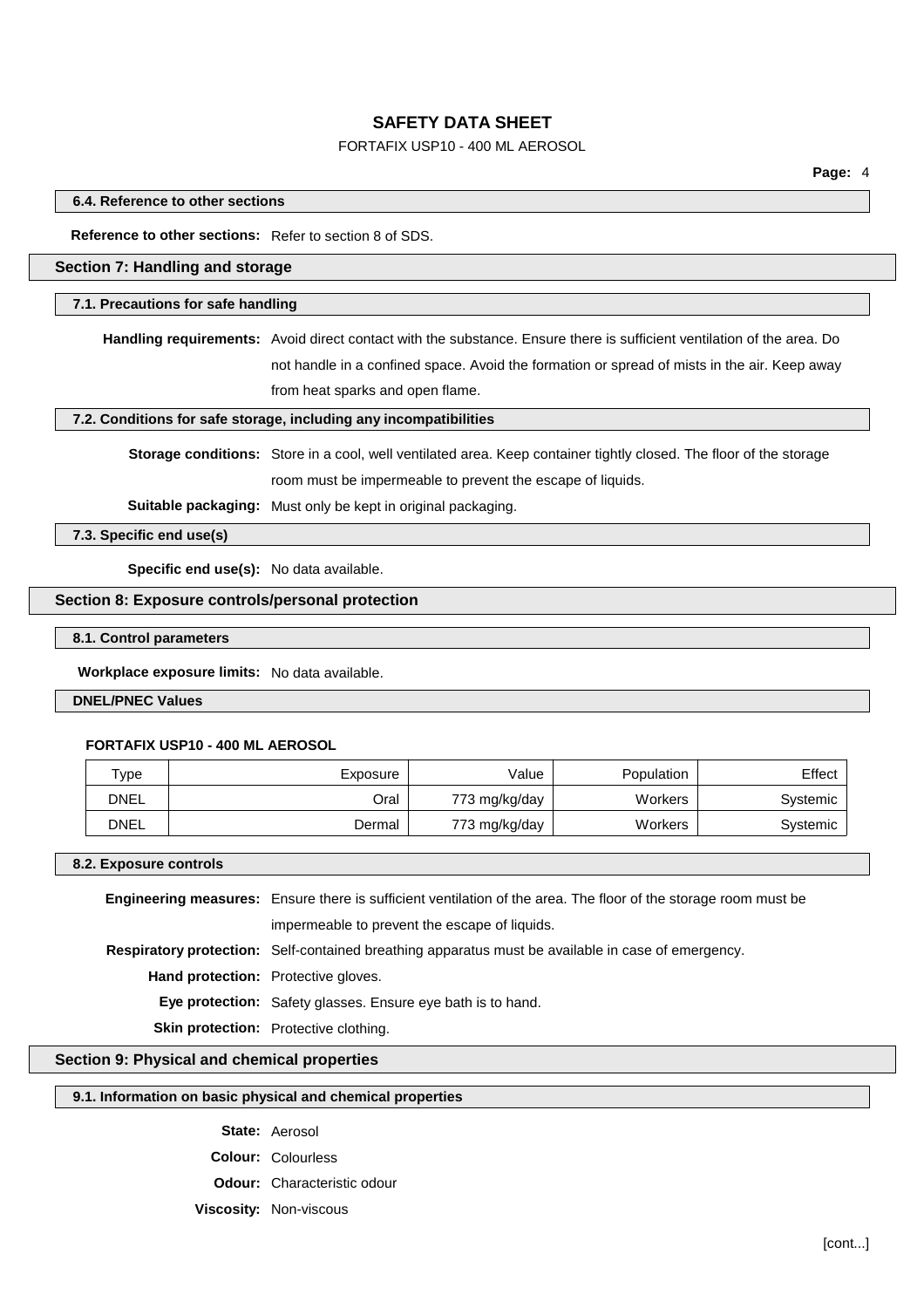#### 6.4. Reference to other sections

**Reference to other sections:** Refer to section 8 of SDS.

## Section 7: Handling and storage

#### 7.1. Precautions for safe handling

**Handling requirements:** Avoid direct contact with the substance. Ensure there is sufficient ventilation of the area. Do not handle in a confined space. Avoid the formation or spread of mists in the air. Keep away from heat sparks and open flame.

#### 7.2. Conditions for safe storage, including any incompatibilities

**Storage conditions:** Store in a cool, well ventilated area. Keep container tightly closed. The floor of the storage room must be impermeable to prevent the escape of liquids.

**Suitable packaging:** Must only be kept in original packaging.

#### 7.3. Specific end use(s)

**Specific end use(s):** No data available.

## Section 8: Exposure controls/personal protection

#### 8.1. Control parameters

**Workplace exposure limits:** No data available.

#### DNEL/PNEC Values

**FORTAFIX USP10 - 400 ML AEROSOL**

| Type | Exposure | Value | Population | Effect |
|---|---|---|---|---|
| DNEL | Oral | 773 mg/kg/day | Workers | Systemic |
| DNEL | Dermal | 773 mg/kg/day | Workers | Systemic |

#### 8.2. Exposure controls

**Engineering measures:** Ensure there is sufficient ventilation of the area. The floor of the storage room must be impermeable to prevent the escape of liquids.

**Respiratory protection:** Self-contained breathing apparatus must be available in case of emergency.

**Hand protection:** Protective gloves.

**Eye protection:** Safety glasses. Ensure eye bath is to hand.

**Skin protection:** Protective clothing.

## Section 9: Physical and chemical properties

#### 9.1. Information on basic physical and chemical properties

**State:** Aerosol

**Colour:** Colourless

**Odour:** Characteristic odour

**Viscosity:** Non-viscous

[cont...]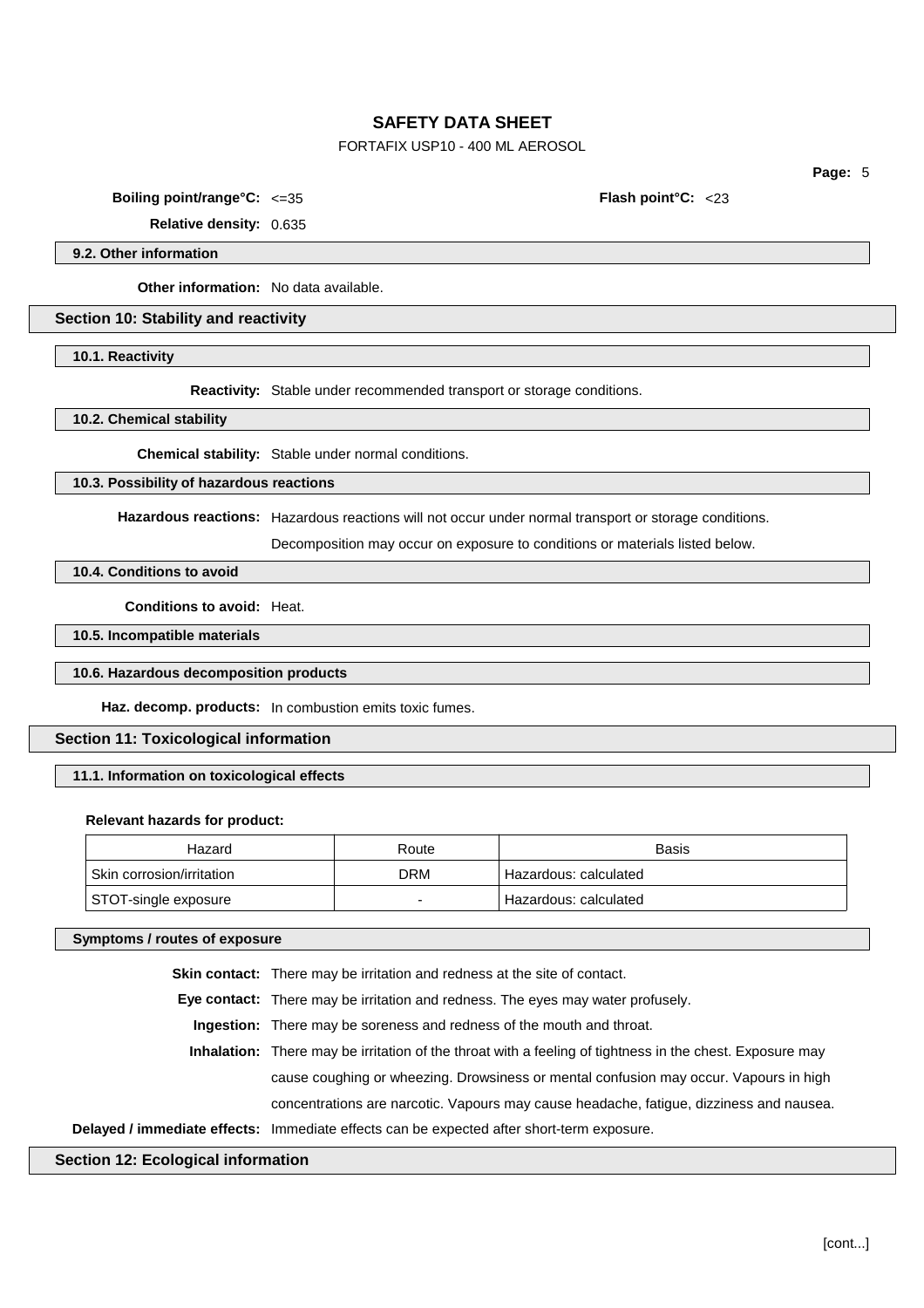**Boiling point/range°C:** <=35 **Flash point°C:** <23

**Relative density:** 0.635

### 9.2. Other information

**Other information:** No data available.

## Section 10: Stability and reactivity

### 10.1. Reactivity

**Reactivity:** Stable under recommended transport or storage conditions.

### 10.2. Chemical stability

**Chemical stability:** Stable under normal conditions.

### 10.3. Possibility of hazardous reactions

**Hazardous reactions:** Hazardous reactions will not occur under normal transport or storage conditions.

Decomposition may occur on exposure to conditions or materials listed below.

### 10.4. Conditions to avoid

**Conditions to avoid:** Heat.

### 10.5. Incompatible materials

### 10.6. Hazardous decomposition products

**Haz. decomp. products:** In combustion emits toxic fumes.

## Section 11: Toxicological information

### 11.1. Information on toxicological effects

**Relevant hazards for product:**

| Hazard | Route | Basis |
|---|---|---|
| Skin corrosion/irritation | DRM | Hazardous: calculated |
| STOT-single exposure | - | Hazardous: calculated |

### Symptoms / routes of exposure

**Skin contact:** There may be irritation and redness at the site of contact.

**Eye contact:** There may be irritation and redness. The eyes may water profusely.

**Ingestion:** There may be soreness and redness of the mouth and throat.

**Inhalation:** There may be irritation of the throat with a feeling of tightness in the chest. Exposure may cause coughing or wheezing. Drowsiness or mental confusion may occur. Vapours in high concentrations are narcotic. Vapours may cause headache, fatigue, dizziness and nausea.

**Delayed / immediate effects:** Immediate effects can be expected after short-term exposure.

## Section 12: Ecological information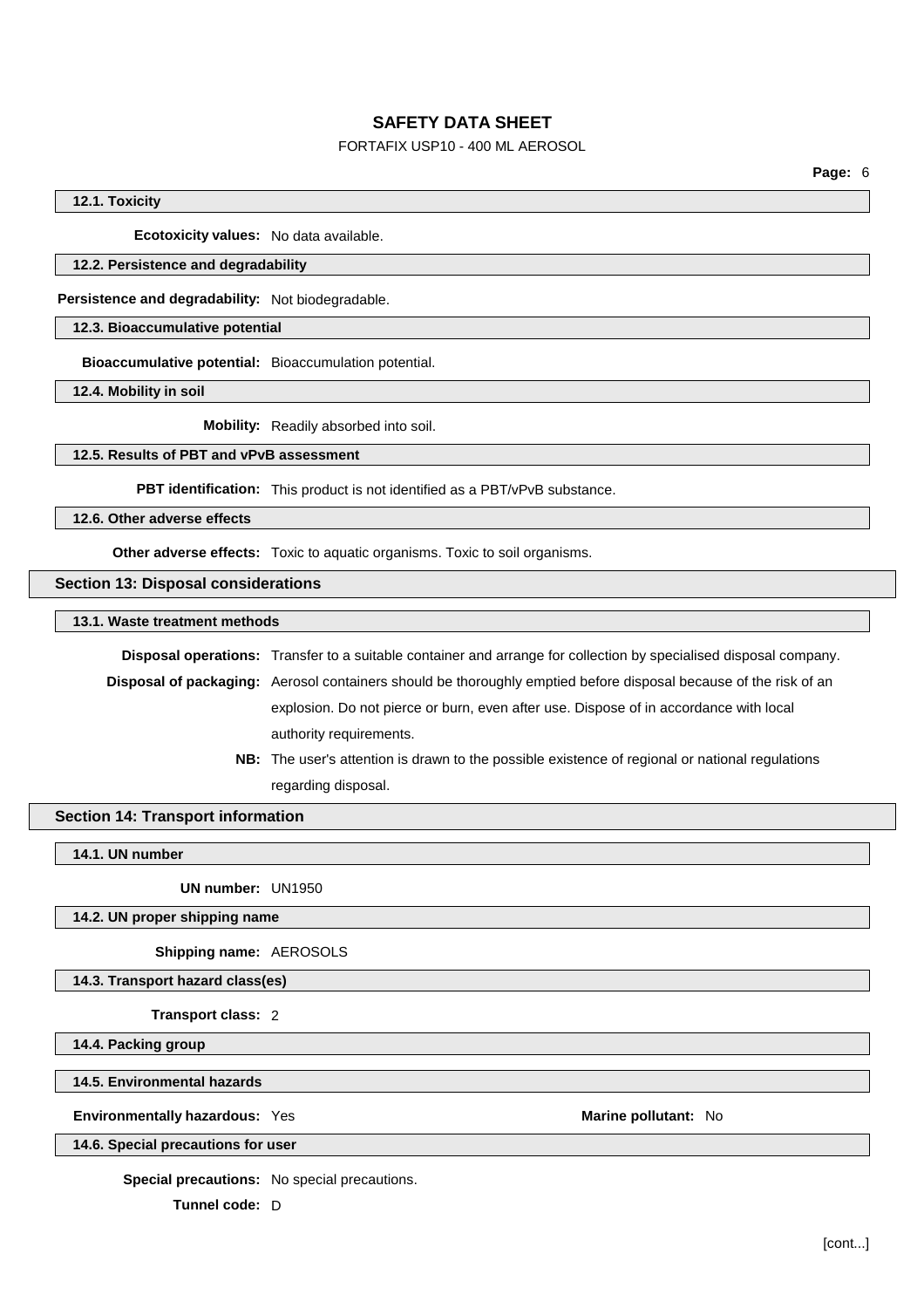### 12.1. Toxicity

**Ecotoxicity values:** No data available.

### 12.2. Persistence and degradability

**Persistence and degradability:** Not biodegradable.

### 12.3. Bioaccumulative potential

**Bioaccumulative potential:** Bioaccumulation potential.

### 12.4. Mobility in soil

**Mobility:** Readily absorbed into soil.

### 12.5. Results of PBT and vPvB assessment

**PBT identification:** This product is not identified as a PBT/vPvB substance.

### 12.6. Other adverse effects

**Other adverse effects:** Toxic to aquatic organisms. Toxic to soil organisms.

## Section 13: Disposal considerations

### 13.1. Waste treatment methods

**Disposal operations:** Transfer to a suitable container and arrange for collection by specialised disposal company.

**Disposal of packaging:** Aerosol containers should be thoroughly emptied before disposal because of the risk of an explosion. Do not pierce or burn, even after use. Dispose of in accordance with local authority requirements.

**NB:** The user's attention is drawn to the possible existence of regional or national regulations regarding disposal.

## Section 14: Transport information

### 14.1. UN number

**UN number:** UN1950

### 14.2. UN proper shipping name

**Shipping name:** AEROSOLS

### 14.3. Transport hazard class(es)

**Transport class:** 2

### 14.4. Packing group

### 14.5. Environmental hazards

**Environmentally hazardous:** Yes **Marine pollutant:** No

### 14.6. Special precautions for user

**Special precautions:** No special precautions.

**Tunnel code:** D

[cont...]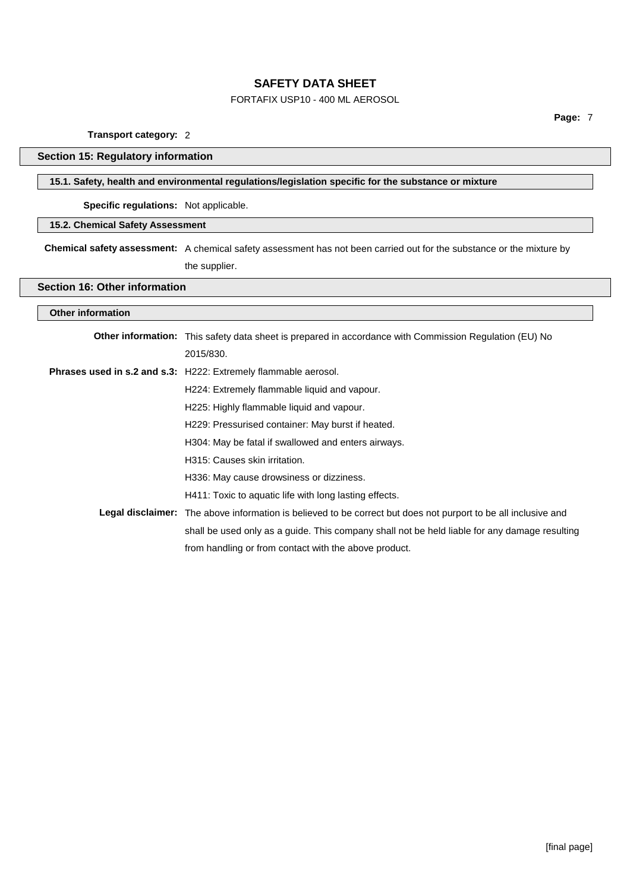**Transport category:** 2

## Section 15: Regulatory information

### 15.1. Safety, health and environmental regulations/legislation specific for the substance or mixture

**Specific regulations:** Not applicable.

### 15.2. Chemical Safety Assessment

**Chemical safety assessment:** A chemical safety assessment has not been carried out for the substance or the mixture by the supplier.

## Section 16: Other information

### Other information

**Other information:** This safety data sheet is prepared in accordance with Commission Regulation (EU) No 2015/830.

**Phrases used in s.2 and s.3:**
H222: Extremely flammable aerosol.
H224: Extremely flammable liquid and vapour.
H225: Highly flammable liquid and vapour.
H229: Pressurised container: May burst if heated.
H304: May be fatal if swallowed and enters airways.
H315: Causes skin irritation.
H336: May cause drowsiness or dizziness.
H411: Toxic to aquatic life with long lasting effects.

**Legal disclaimer:** The above information is believed to be correct but does not purport to be all inclusive and shall be used only as a guide. This company shall not be held liable for any damage resulting from handling or from contact with the above product.

[final page]